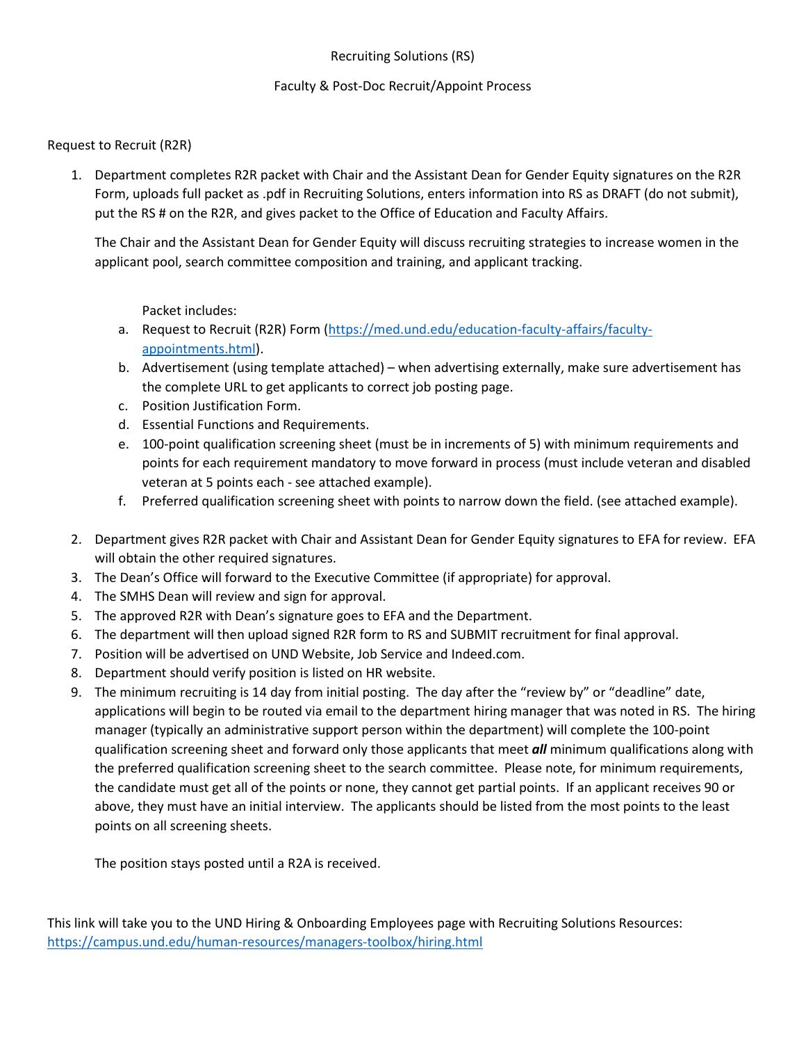# Recruiting Solutions (RS)

## Faculty & Post-Doc Recruit/Appoint Process

Request to Recruit (R2R)

1. Department completes R2R packet with Chair and the Assistant Dean for Gender Equity signatures on the R2R Form, uploads full packet as .pdf in Recruiting Solutions, enters information into RS as DRAFT (do not submit), put the RS # on the R2R, and gives packet to the Office of Education and Faculty Affairs.

   The Chair and the Assistant Dean for Gender Equity will discuss recruiting strategies to increase women in the applicant pool, search committee composition and training, and applicant tracking.

   Packet includes:

   a. Request to Recruit (R2R) Form ([https://med.und.edu/education-faculty-affairs/faculty-appointments.html](https://med.und.edu/education-faculty-affairs/faculty-appointments.html)).
   b. Advertisement (using template attached) – when advertising externally, make sure advertisement has the complete URL to get applicants to correct job posting page.
   c. Position Justification Form.
   d. Essential Functions and Requirements.
   e. 100-point qualification screening sheet (must be in increments of 5) with minimum requirements and points for each requirement mandatory to move forward in process (must include veteran and disabled veteran at 5 points each - see attached example).
   f. Preferred qualification screening sheet with points to narrow down the field. (see attached example).

2. Department gives R2R packet with Chair and Assistant Dean for Gender Equity signatures to EFA for review. EFA will obtain the other required signatures.
3. The Dean's Office will forward to the Executive Committee (if appropriate) for approval.
4. The SMHS Dean will review and sign for approval.
5. The approved R2R with Dean's signature goes to EFA and the Department.
6. The department will then upload signed R2R form to RS and SUBMIT recruitment for final approval.
7. Position will be advertised on UND Website, Job Service and Indeed.com.
8. Department should verify position is listed on HR website.
9. The minimum recruiting is 14 day from initial posting. The day after the "review by" or "deadline" date, applications will begin to be routed via email to the department hiring manager that was noted in RS. The hiring manager (typically an administrative support person within the department) will complete the 100-point qualification screening sheet and forward only those applicants that meet ***all*** minimum qualifications along with the preferred qualification screening sheet to the search committee. Please note, for minimum requirements, the candidate must get all of the points or none, they cannot get partial points. If an applicant receives 90 or above, they must have an initial interview. The applicants should be listed from the most points to the least points on all screening sheets.

   The position stays posted until a R2A is received.

This link will take you to the UND Hiring & Onboarding Employees page with Recruiting Solutions Resources: [https://campus.und.edu/human-resources/managers-toolbox/hiring.html](https://campus.und.edu/human-resources/managers-toolbox/hiring.html)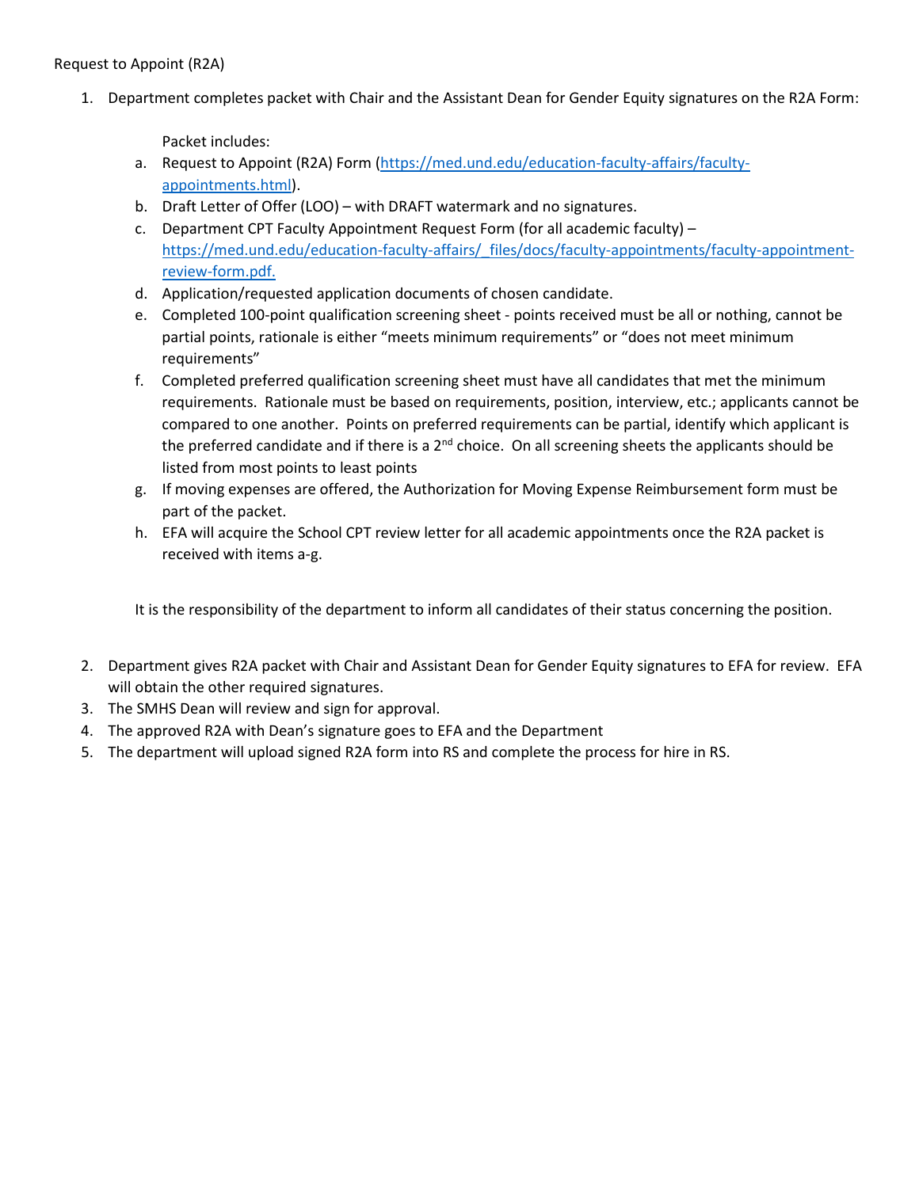Request to Appoint (R2A)

1. Department completes packet with Chair and the Assistant Dean for Gender Equity signatures on the R2A Form:

   Packet includes:

   a. Request to Appoint (R2A) Form (https://med.und.edu/education-faculty-affairs/faculty-appointments.html).
   b. Draft Letter of Offer (LOO) – with DRAFT watermark and no signatures.
   c. Department CPT Faculty Appointment Request Form (for all academic faculty) – https://med.und.edu/education-faculty-affairs/_files/docs/faculty-appointments/faculty-appointment-review-form.pdf.
   d. Application/requested application documents of chosen candidate.
   e. Completed 100-point qualification screening sheet - points received must be all or nothing, cannot be partial points, rationale is either "meets minimum requirements" or "does not meet minimum requirements"
   f. Completed preferred qualification screening sheet must have all candidates that met the minimum requirements. Rationale must be based on requirements, position, interview, etc.; applicants cannot be compared to one another. Points on preferred requirements can be partial, identify which applicant is the preferred candidate and if there is a 2nd choice. On all screening sheets the applicants should be listed from most points to least points
   g. If moving expenses are offered, the Authorization for Moving Expense Reimbursement form must be part of the packet.
   h. EFA will acquire the School CPT review letter for all academic appointments once the R2A packet is received with items a-g.

   It is the responsibility of the department to inform all candidates of their status concerning the position.

2. Department gives R2A packet with Chair and Assistant Dean for Gender Equity signatures to EFA for review. EFA will obtain the other required signatures.
3. The SMHS Dean will review and sign for approval.
4. The approved R2A with Dean's signature goes to EFA and the Department
5. The department will upload signed R2A form into RS and complete the process for hire in RS.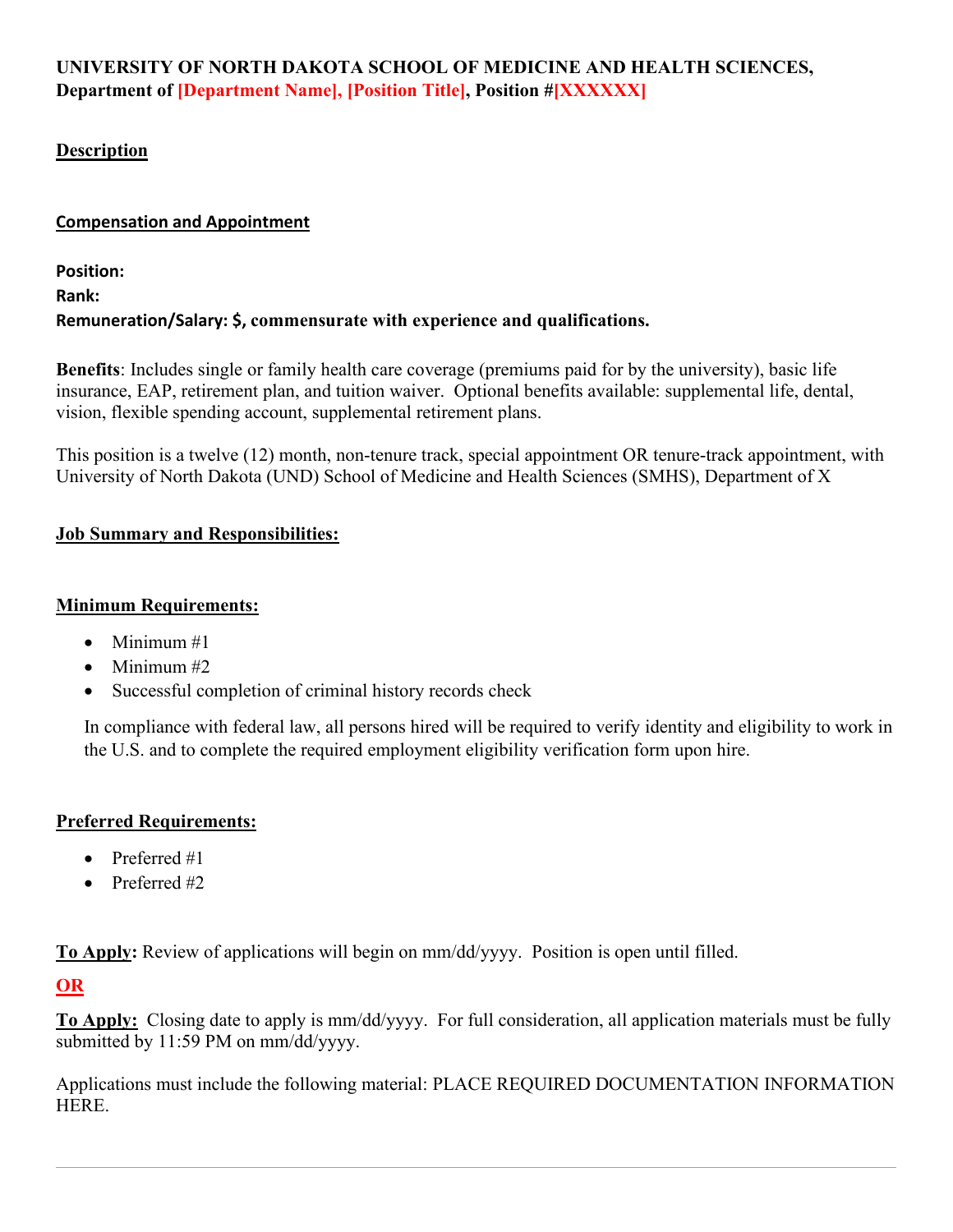**UNIVERSITY OF NORTH DAKOTA SCHOOL OF MEDICINE AND HEALTH SCIENCES, Department of [Department Name], [Position Title], Position #[XXXXXX]**

## Description

### Compensation and Appointment

**Position:**

**Rank:**

**Remuneration/Salary: $, commensurate with experience and qualifications.**

**Benefits**: Includes single or family health care coverage (premiums paid for by the university), basic life insurance, EAP, retirement plan, and tuition waiver. Optional benefits available: supplemental life, dental, vision, flexible spending account, supplemental retirement plans.

This position is a twelve (12) month, non-tenure track, special appointment OR tenure-track appointment, with University of North Dakota (UND) School of Medicine and Health Sciences (SMHS), Department of X

### Job Summary and Responsibilities:

### Minimum Requirements:

- Minimum #1
- Minimum #2
- Successful completion of criminal history records check

In compliance with federal law, all persons hired will be required to verify identity and eligibility to work in the U.S. and to complete the required employment eligibility verification form upon hire.

### Preferred Requirements:

- Preferred #1
- Preferred #2

**To Apply:** Review of applications will begin on mm/dd/yyyy. Position is open until filled.

**OR**

**To Apply:** Closing date to apply is mm/dd/yyyy. For full consideration, all application materials must be fully submitted by 11:59 PM on mm/dd/yyyy.

Applications must include the following material: PLACE REQUIRED DOCUMENTATION INFORMATION HERE.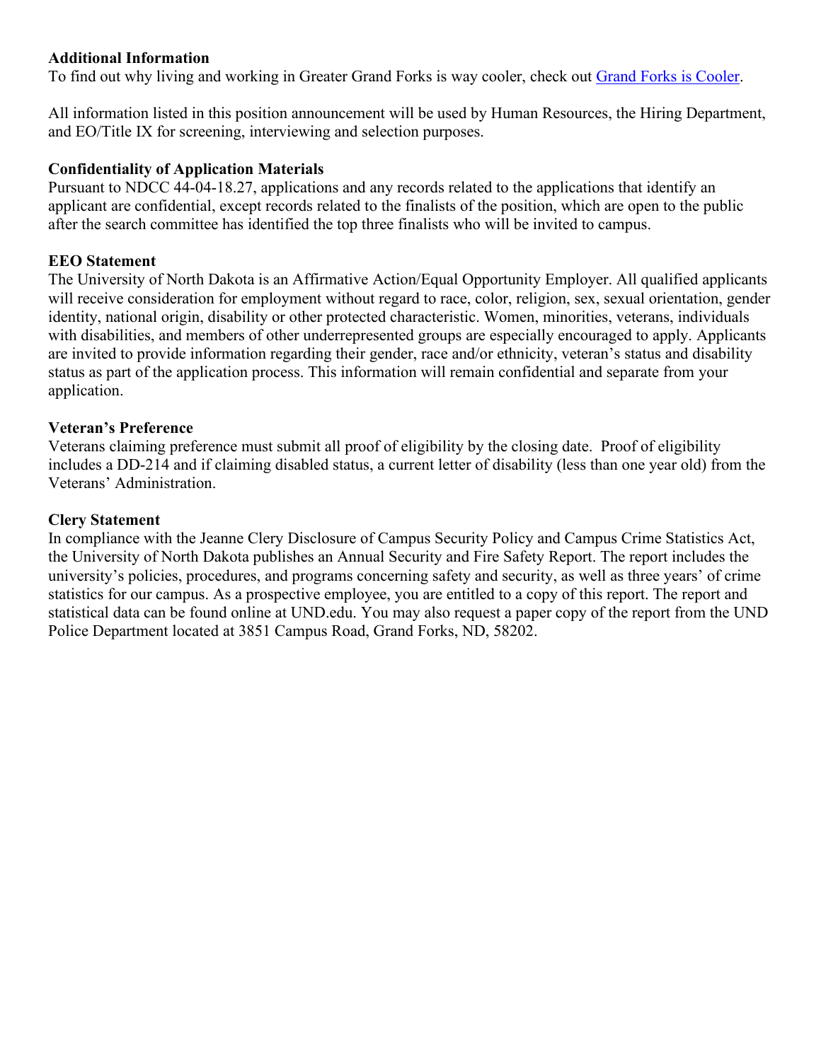**Additional Information**

To find out why living and working in Greater Grand Forks is way cooler, check out [Grand Forks is Cooler](Grand Forks is Cooler).

All information listed in this position announcement will be used by Human Resources, the Hiring Department, and EO/Title IX for screening, interviewing and selection purposes.

**Confidentiality of Application Materials**

Pursuant to NDCC 44-04-18.27, applications and any records related to the applications that identify an applicant are confidential, except records related to the finalists of the position, which are open to the public after the search committee has identified the top three finalists who will be invited to campus.

**EEO Statement**

The University of North Dakota is an Affirmative Action/Equal Opportunity Employer. All qualified applicants will receive consideration for employment without regard to race, color, religion, sex, sexual orientation, gender identity, national origin, disability or other protected characteristic. Women, minorities, veterans, individuals with disabilities, and members of other underrepresented groups are especially encouraged to apply. Applicants are invited to provide information regarding their gender, race and/or ethnicity, veteran's status and disability status as part of the application process. This information will remain confidential and separate from your application.

**Veteran's Preference**

Veterans claiming preference must submit all proof of eligibility by the closing date. Proof of eligibility includes a DD-214 and if claiming disabled status, a current letter of disability (less than one year old) from the Veterans' Administration.

**Clery Statement**

In compliance with the Jeanne Clery Disclosure of Campus Security Policy and Campus Crime Statistics Act, the University of North Dakota publishes an Annual Security and Fire Safety Report. The report includes the university's policies, procedures, and programs concerning safety and security, as well as three years' of crime statistics for our campus. As a prospective employee, you are entitled to a copy of this report. The report and statistical data can be found online at UND.edu. You may also request a paper copy of the report from the UND Police Department located at 3851 Campus Road, Grand Forks, ND, 58202.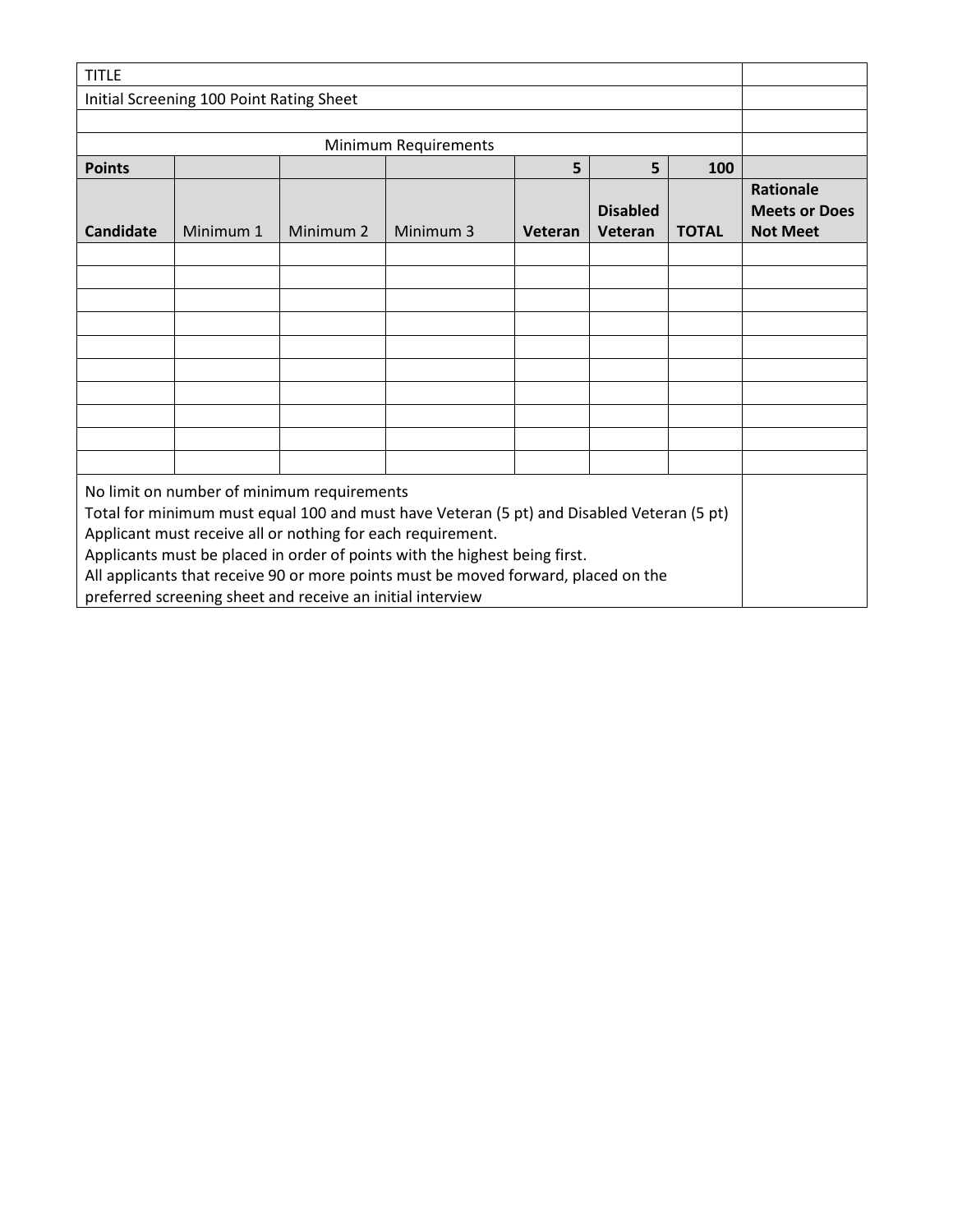| TITLE | | | | | | | |
|---|---|---|---|---|---|---|---|
| Initial Screening 100 Point Rating Sheet | | | | | | | |
| | | | | | | | |
| Minimum Requirements | | | | | | | |
| **Points** | | | | **5** | **5** | **100** | |
| **Candidate** | Minimum 1 | Minimum 2 | Minimum 3 | **Veteran** | **Disabled Veteran** | **TOTAL** | **Rationale Meets or Does Not Meet** |
| | | | | | | | |
| | | | | | | | |
| | | | | | | | |
| | | | | | | | |
| | | | | | | | |
| | | | | | | | |
| | | | | | | | |
| | | | | | | | |
| | | | | | | | |
| | | | | | | | |
| No limit on number of minimum requirements<br>Total for minimum must equal 100 and must have Veteran (5 pt) and Disabled Veteran (5 pt)<br>Applicant must receive all or nothing for each requirement.<br>Applicants must be placed in order of points with the highest being first.<br>All applicants that receive 90 or more points must be moved forward, placed on the preferred screening sheet and receive an initial interview | | | | | | | |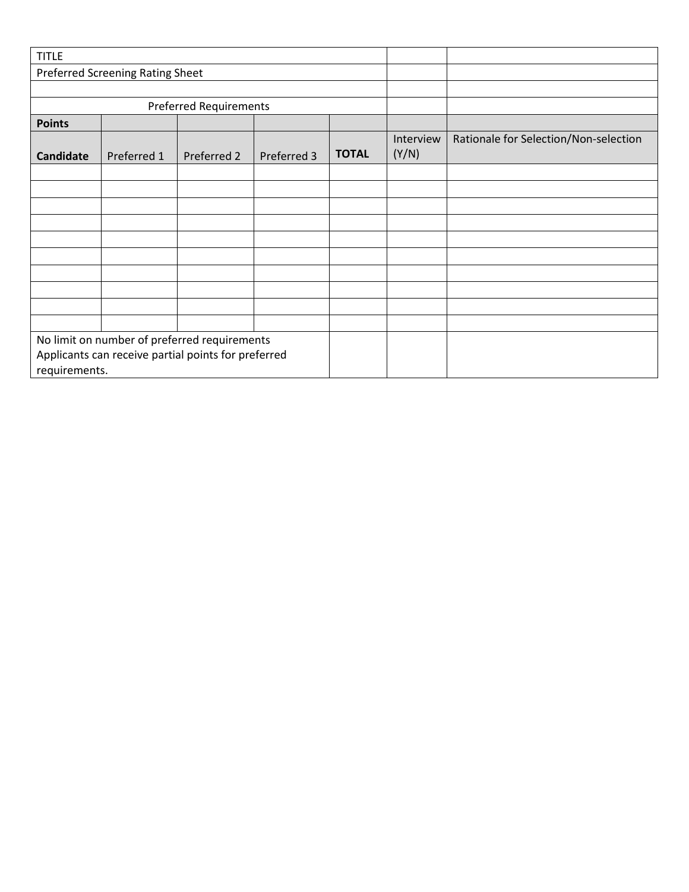| | | | | | | |
|---|---|---|---|---|---|---|
| TITLE | | | | | | |
| Preferred Screening Rating Sheet | | | | | | |
| | | | | | | |
| Preferred Requirements | | | | | | |
| **Points** | | | | | | |
| **Candidate** | Preferred 1 | Preferred 2 | Preferred 3 | **TOTAL** | Interview (Y/N) | Rationale for Selection/Non-selection |
| | | | | | | |
| | | | | | | |
| | | | | | | |
| | | | | | | |
| | | | | | | |
| | | | | | | |
| | | | | | | |
| | | | | | | |
| | | | | | | |
| | | | | | | |
| No limit on number of preferred requirements<br>Applicants can receive partial points for preferred requirements. | | | | | | |